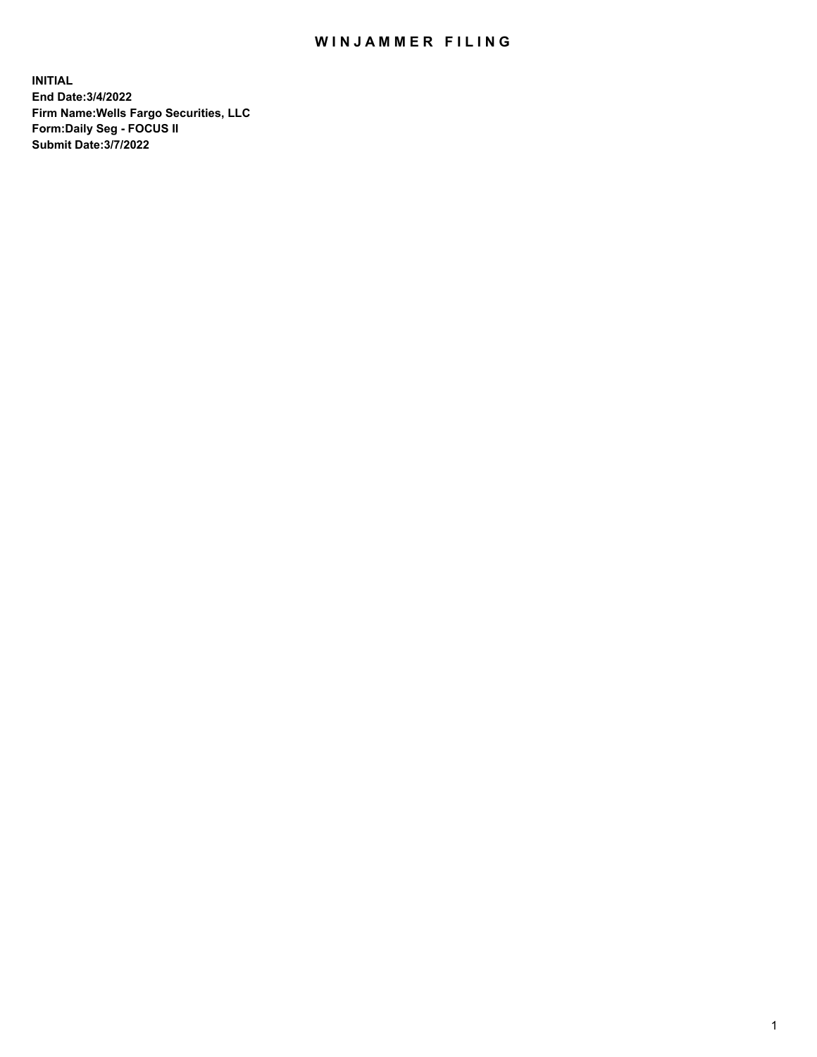# WINJAMMER FILING

**INITIAL**
**End Date:3/4/2022**
**Firm Name:Wells Fargo Securities, LLC**
**Form:Daily Seg - FOCUS II**
**Submit Date:3/7/2022**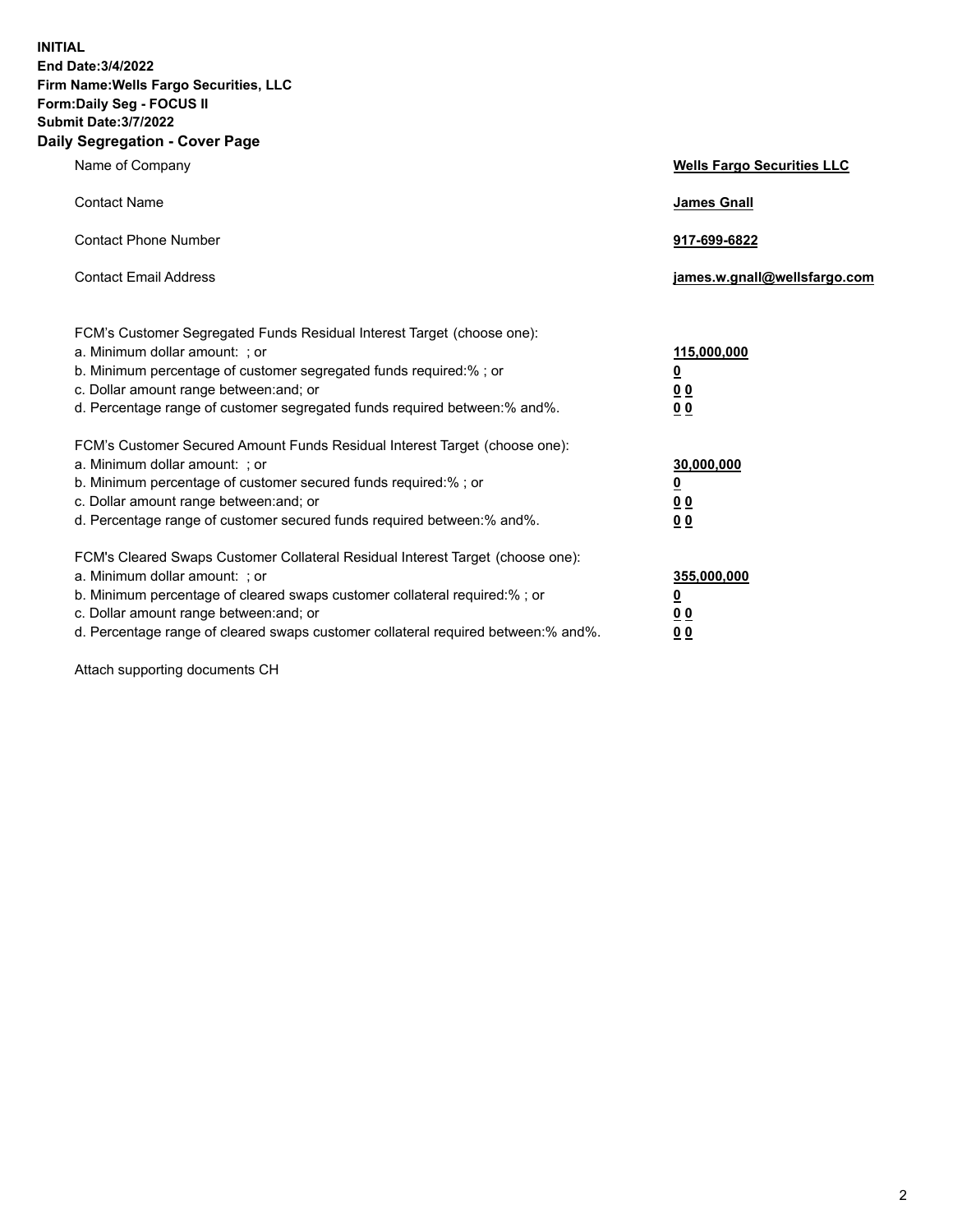**INITIAL**
**End Date:3/4/2022**
**Firm Name:Wells Fargo Securities, LLC**
**Form:Daily Seg - FOCUS II**
**Submit Date:3/7/2022**

## Daily Segregation - Cover Page

| | |
|---|---|
| Name of Company | **Wells Fargo Securities LLC** |
| Contact Name | **James Gnall** |
| Contact Phone Number | **917-699-6822** |
| Contact Email Address | **james.w.gnall@wellsfargo.com** |

FCM's Customer Segregated Funds Residual Interest Target (choose one):

| | |
|---|---|
| a. Minimum dollar amount: ; or | **115,000,000** |
| b. Minimum percentage of customer segregated funds required:% ; or | **0** |
| c. Dollar amount range between:and; or | **0 0** |
| d. Percentage range of customer segregated funds required between:% and%. | **0 0** |

FCM's Customer Secured Amount Funds Residual Interest Target (choose one):

| | |
|---|---|
| a. Minimum dollar amount: ; or | **30,000,000** |
| b. Minimum percentage of customer secured funds required:% ; or | **0** |
| c. Dollar amount range between:and; or | **0 0** |
| d. Percentage range of customer secured funds required between:% and%. | **0 0** |

FCM's Cleared Swaps Customer Collateral Residual Interest Target (choose one):

| | |
|---|---|
| a. Minimum dollar amount: ; or | **355,000,000** |
| b. Minimum percentage of cleared swaps customer collateral required:% ; or | **0** |
| c. Dollar amount range between:and; or | **0 0** |
| d. Percentage range of cleared swaps customer collateral required between:% and%. | **0 0** |

Attach supporting documents CH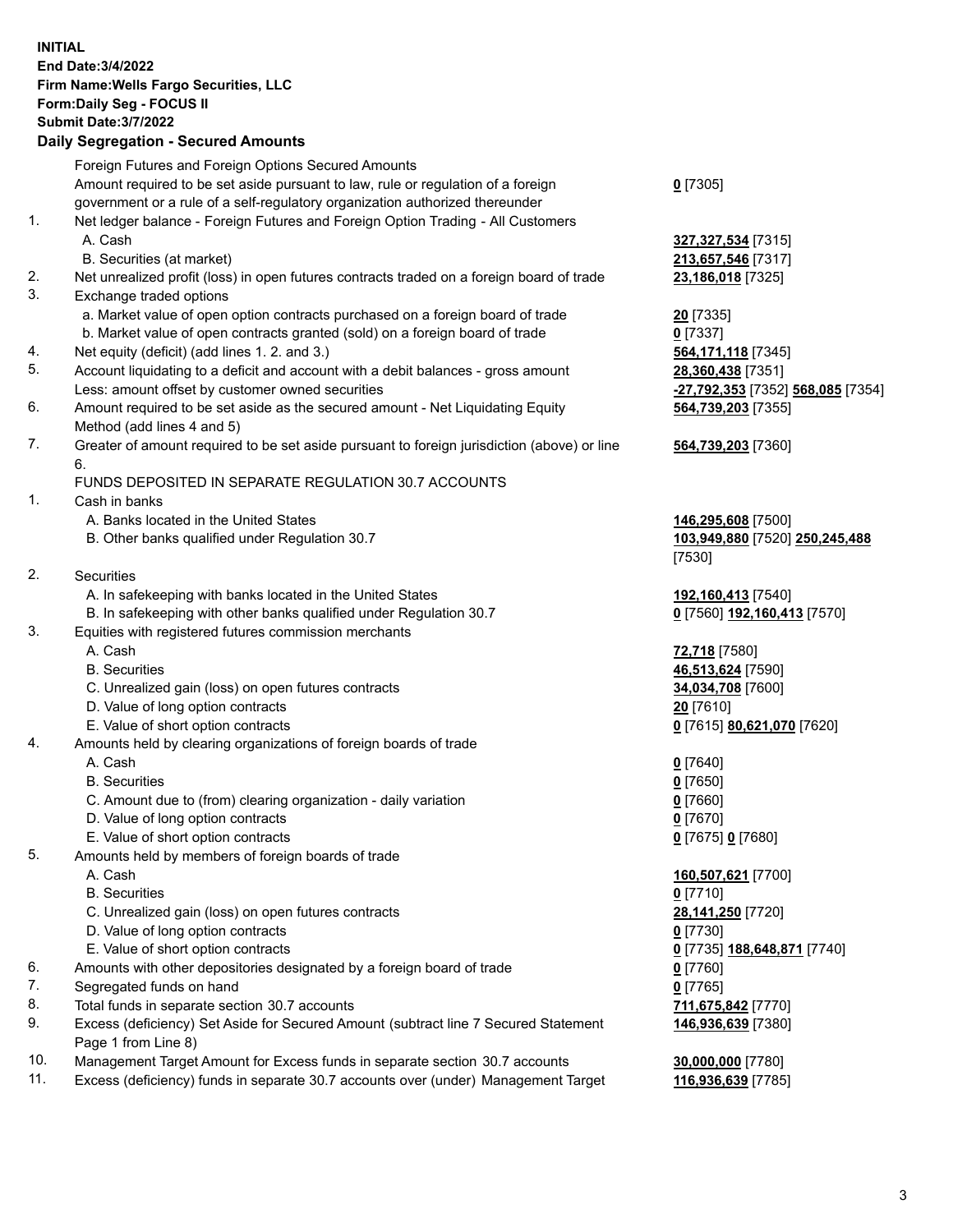**INITIAL**
**End Date:3/4/2022**
**Firm Name:Wells Fargo Securities, LLC**
**Form:Daily Seg - FOCUS II**
**Submit Date:3/7/2022**

## Daily Segregation - Secured Amounts

| | | |
|---|---|---|
| | Foreign Futures and Foreign Options Secured Amounts | |
| | Amount required to be set aside pursuant to law, rule or regulation of a foreign government or a rule of a self-regulatory organization authorized thereunder | **0** [7305] |
| 1. | Net ledger balance - Foreign Futures and Foreign Option Trading - All Customers | |
| | A. Cash | **327,327,534** [7315] |
| | B. Securities (at market) | **213,657,546** [7317] |
| 2. | Net unrealized profit (loss) in open futures contracts traded on a foreign board of trade | **23,186,018** [7325] |
| 3. | Exchange traded options | |
| | a. Market value of open option contracts purchased on a foreign board of trade | **20** [7335] |
| | b. Market value of open contracts granted (sold) on a foreign board of trade | **0** [7337] |
| 4. | Net equity (deficit) (add lines 1. 2. and 3.) | **564,171,118** [7345] |
| 5. | Account liquidating to a deficit and account with a debit balances - gross amount | **28,360,438** [7351] |
| | Less: amount offset by customer owned securities | **-27,792,353** [7352] **568,085** [7354] |
| 6. | Amount required to be set aside as the secured amount - Net Liquidating Equity Method (add lines 4 and 5) | **564,739,203** [7355] |
| 7. | Greater of amount required to be set aside pursuant to foreign jurisdiction (above) or line 6. | **564,739,203** [7360] |
| | FUNDS DEPOSITED IN SEPARATE REGULATION 30.7 ACCOUNTS | |
| 1. | Cash in banks | |
| | A. Banks located in the United States | **146,295,608** [7500] |
| | B. Other banks qualified under Regulation 30.7 | **103,949,880** [7520] **250,245,488** [7530] |
| 2. | Securities | |
| | A. In safekeeping with banks located in the United States | **192,160,413** [7540] |
| | B. In safekeeping with other banks qualified under Regulation 30.7 | **0** [7560] **192,160,413** [7570] |
| 3. | Equities with registered futures commission merchants | |
| | A. Cash | **72,718** [7580] |
| | B. Securities | **46,513,624** [7590] |
| | C. Unrealized gain (loss) on open futures contracts | **34,034,708** [7600] |
| | D. Value of long option contracts | **20** [7610] |
| | E. Value of short option contracts | **0** [7615] **80,621,070** [7620] |
| 4. | Amounts held by clearing organizations of foreign boards of trade | |
| | A. Cash | **0** [7640] |
| | B. Securities | **0** [7650] |
| | C. Amount due to (from) clearing organization - daily variation | **0** [7660] |
| | D. Value of long option contracts | **0** [7670] |
| | E. Value of short option contracts | **0** [7675] **0** [7680] |
| 5. | Amounts held by members of foreign boards of trade | |
| | A. Cash | **160,507,621** [7700] |
| | B. Securities | **0** [7710] |
| | C. Unrealized gain (loss) on open futures contracts | **28,141,250** [7720] |
| | D. Value of long option contracts | **0** [7730] |
| | E. Value of short option contracts | **0** [7735] **188,648,871** [7740] |
| 6. | Amounts with other depositories designated by a foreign board of trade | **0** [7760] |
| 7. | Segregated funds on hand | **0** [7765] |
| 8. | Total funds in separate section 30.7 accounts | **711,675,842** [7770] |
| 9. | Excess (deficiency) Set Aside for Secured Amount (subtract line 7 Secured Statement Page 1 from Line 8) | **146,936,639** [7380] |
| 10. | Management Target Amount for Excess funds in separate section 30.7 accounts | **30,000,000** [7780] |
| 11. | Excess (deficiency) funds in separate 30.7 accounts over (under) Management Target | **116,936,639** [7785] |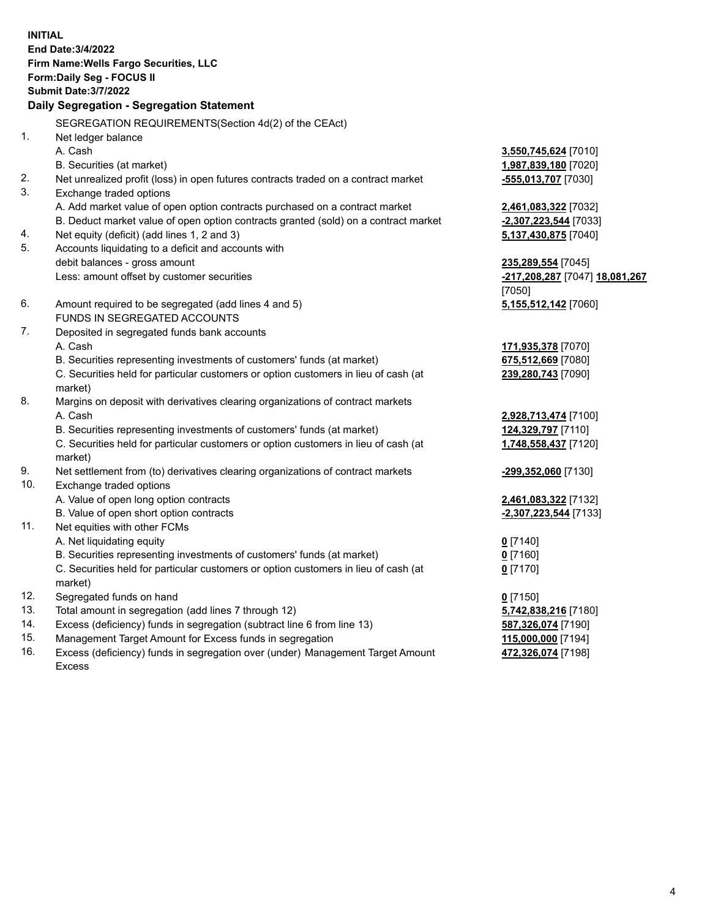**INITIAL**
**End Date:3/4/2022**
**Firm Name:Wells Fargo Securities, LLC**
**Form:Daily Seg - FOCUS II**
**Submit Date:3/7/2022**

## Daily Segregation - Segregation Statement

| | | |
|---|---|---|
| | SEGREGATION REQUIREMENTS(Section 4d(2) of the CEAct) | |
| 1. | Net ledger balance | |
| | A. Cash | **3,550,745,624** [7010] |
| | B. Securities (at market) | **1,987,839,180** [7020] |
| 2. | Net unrealized profit (loss) in open futures contracts traded on a contract market | **-555,013,707** [7030] |
| 3. | Exchange traded options | |
| | A. Add market value of open option contracts purchased on a contract market | **2,461,083,322** [7032] |
| | B. Deduct market value of open option contracts granted (sold) on a contract market | **-2,307,223,544** [7033] |
| 4. | Net equity (deficit) (add lines 1, 2 and 3) | **5,137,430,875** [7040] |
| 5. | Accounts liquidating to a deficit and accounts with debit balances - gross amount | **235,289,554** [7045] |
| | Less: amount offset by customer securities | **-217,208,287** [7047] **18,081,267** [7050] |
| 6. | Amount required to be segregated (add lines 4 and 5) | **5,155,512,142** [7060] |
| | FUNDS IN SEGREGATED ACCOUNTS | |
| 7. | Deposited in segregated funds bank accounts | |
| | A. Cash | **171,935,378** [7070] |
| | B. Securities representing investments of customers' funds (at market) | **675,512,669** [7080] |
| | C. Securities held for particular customers or option customers in lieu of cash (at market) | **239,280,743** [7090] |
| 8. | Margins on deposit with derivatives clearing organizations of contract markets | |
| | A. Cash | **2,928,713,474** [7100] |
| | B. Securities representing investments of customers' funds (at market) | **124,329,797** [7110] |
| | C. Securities held for particular customers or option customers in lieu of cash (at market) | **1,748,558,437** [7120] |
| 9. | Net settlement from (to) derivatives clearing organizations of contract markets | **-299,352,060** [7130] |
| 10. | Exchange traded options | |
| | A. Value of open long option contracts | **2,461,083,322** [7132] |
| | B. Value of open short option contracts | **-2,307,223,544** [7133] |
| 11. | Net equities with other FCMs | |
| | A. Net liquidating equity | **0** [7140] |
| | B. Securities representing investments of customers' funds (at market) | **0** [7160] |
| | C. Securities held for particular customers or option customers in lieu of cash (at market) | **0** [7170] |
| 12. | Segregated funds on hand | **0** [7150] |
| 13. | Total amount in segregation (add lines 7 through 12) | **5,742,838,216** [7180] |
| 14. | Excess (deficiency) funds in segregation (subtract line 6 from line 13) | **587,326,074** [7190] |
| 15. | Management Target Amount for Excess funds in segregation | **115,000,000** [7194] |
| 16. | Excess (deficiency) funds in segregation over (under) Management Target Amount Excess | **472,326,074** [7198] |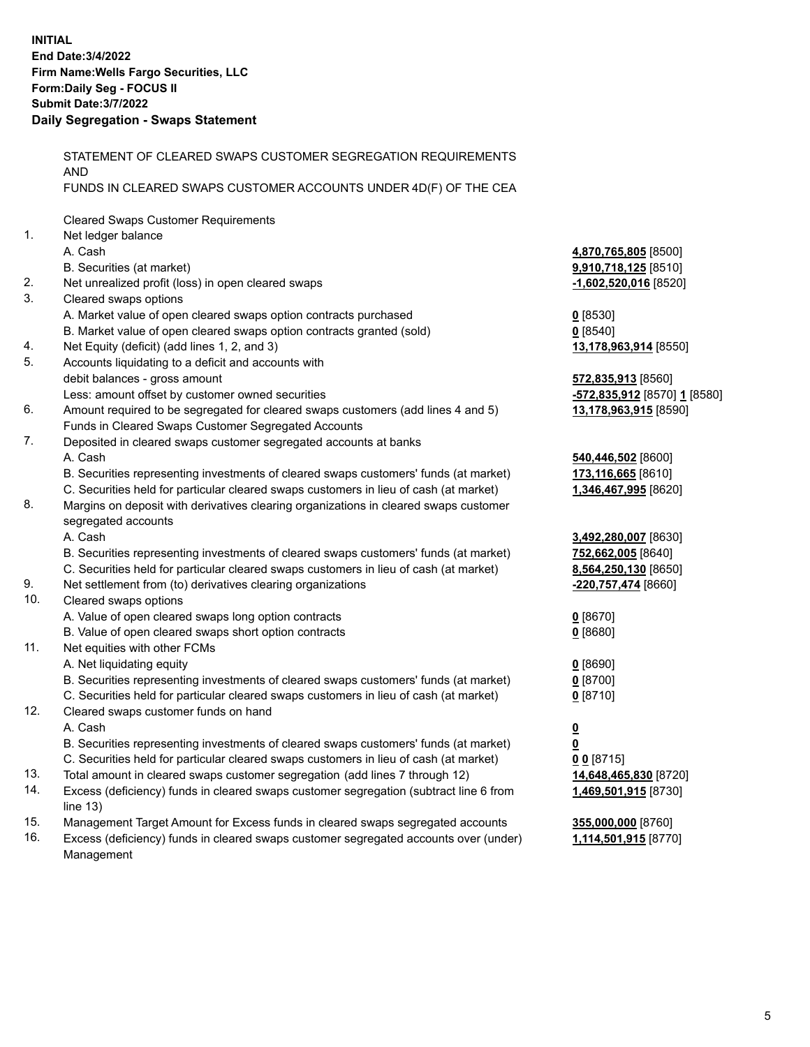**INITIAL**
**End Date:3/4/2022**
**Firm Name:Wells Fargo Securities, LLC**
**Form:Daily Seg - FOCUS II**
**Submit Date:3/7/2022**
**Daily Segregation - Swaps Statement**

STATEMENT OF CLEARED SWAPS CUSTOMER SEGREGATION REQUIREMENTS AND
FUNDS IN CLEARED SWAPS CUSTOMER ACCOUNTS UNDER 4D(F) OF THE CEA

| | | |
|---|---|---|
| | Cleared Swaps Customer Requirements | |
| 1. | Net ledger balance | |
| | A. Cash | **4,870,765,805** [8500] |
| | B. Securities (at market) | **9,910,718,125** [8510] |
| 2. | Net unrealized profit (loss) in open cleared swaps | **-1,602,520,016** [8520] |
| 3. | Cleared swaps options | |
| | A. Market value of open cleared swaps option contracts purchased | **0** [8530] |
| | B. Market value of open cleared swaps option contracts granted (sold) | **0** [8540] |
| 4. | Net Equity (deficit) (add lines 1, 2, and 3) | **13,178,963,914** [8550] |
| 5. | Accounts liquidating to a deficit and accounts with debit balances - gross amount | **572,835,913** [8560] |
| | Less: amount offset by customer owned securities | **-572,835,912** [8570] **1** [8580] |
| 6. | Amount required to be segregated for cleared swaps customers (add lines 4 and 5) | **13,178,963,915** [8590] |
| | Funds in Cleared Swaps Customer Segregated Accounts | |
| 7. | Deposited in cleared swaps customer segregated accounts at banks | |
| | A. Cash | **540,446,502** [8600] |
| | B. Securities representing investments of cleared swaps customers' funds (at market) | **173,116,665** [8610] |
| | C. Securities held for particular cleared swaps customers in lieu of cash (at market) | **1,346,467,995** [8620] |
| 8. | Margins on deposit with derivatives clearing organizations in cleared swaps customer segregated accounts | |
| | A. Cash | **3,492,280,007** [8630] |
| | B. Securities representing investments of cleared swaps customers' funds (at market) | **752,662,005** [8640] |
| | C. Securities held for particular cleared swaps customers in lieu of cash (at market) | **8,564,250,130** [8650] |
| 9. | Net settlement from (to) derivatives clearing organizations | **-220,757,474** [8660] |
| 10. | Cleared swaps options | |
| | A. Value of open cleared swaps long option contracts | **0** [8670] |
| | B. Value of open cleared swaps short option contracts | **0** [8680] |
| 11. | Net equities with other FCMs | |
| | A. Net liquidating equity | **0** [8690] |
| | B. Securities representing investments of cleared swaps customers' funds (at market) | **0** [8700] |
| | C. Securities held for particular cleared swaps customers in lieu of cash (at market) | **0** [8710] |
| 12. | Cleared swaps customer funds on hand | |
| | A. Cash | **0** |
| | B. Securities representing investments of cleared swaps customers' funds (at market) | **0** |
| | C. Securities held for particular cleared swaps customers in lieu of cash (at market) | **0** **0** [8715] |
| 13. | Total amount in cleared swaps customer segregation (add lines 7 through 12) | **14,648,465,830** [8720] |
| 14. | Excess (deficiency) funds in cleared swaps customer segregation (subtract line 6 from line 13) | **1,469,501,915** [8730] |
| 15. | Management Target Amount for Excess funds in cleared swaps segregated accounts | **355,000,000** [8760] |
| 16. | Excess (deficiency) funds in cleared swaps customer segregated accounts over (under) Management | **1,114,501,915** [8770] |